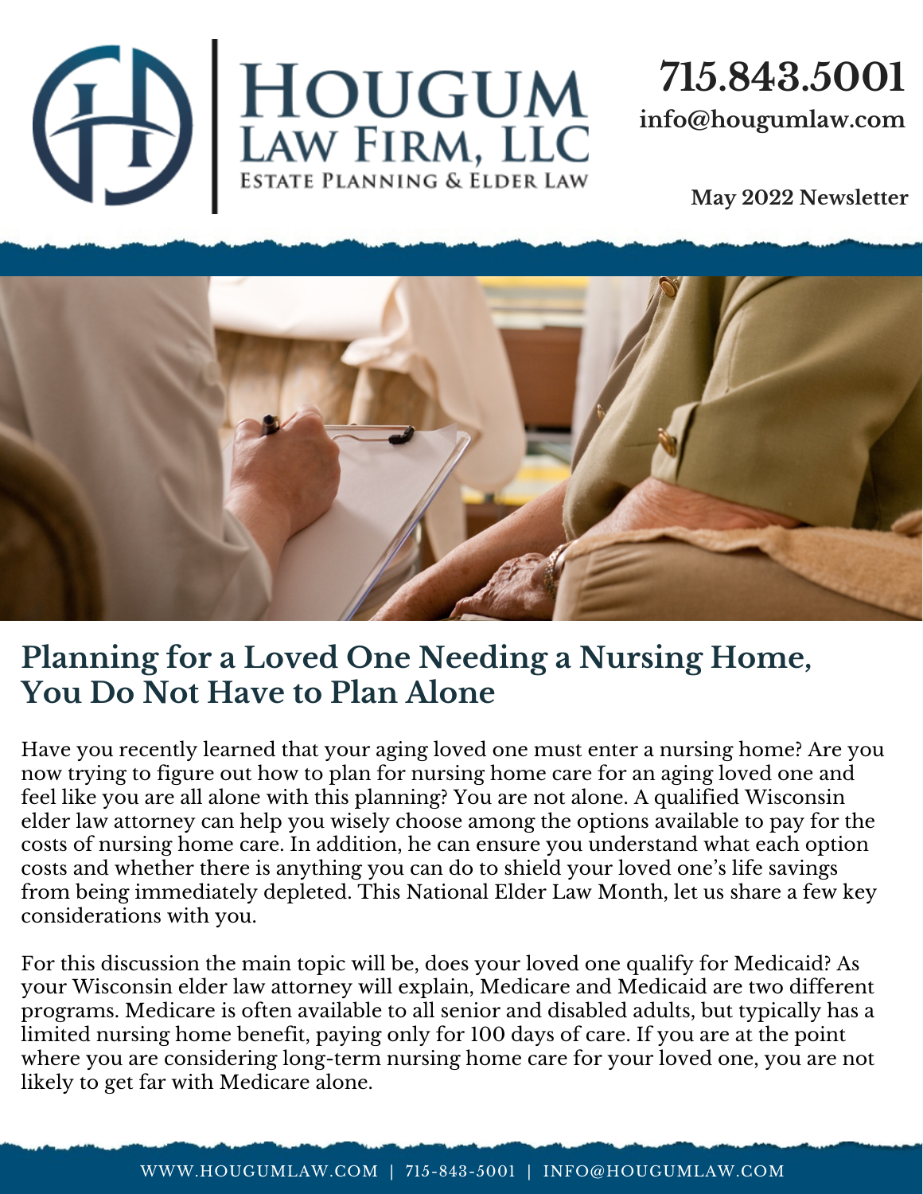# Hougum Law Firm, LLC

Estate Planning & Elder Law

**715.843.5001**

**info@hougumlaw.com**

**May 2022 Newsletter**

## Planning for a Loved One Needing a Nursing Home, You Do Not Have to Plan Alone

Have you recently learned that your aging loved one must enter a nursing home? Are you now trying to figure out how to plan for nursing home care for an aging loved one and feel like you are all alone with this planning? You are not alone. A qualified Wisconsin elder law attorney can help you wisely choose among the options available to pay for the costs of nursing home care. In addition, he can ensure you understand what each option costs and whether there is anything you can do to shield your loved one's life savings from being immediately depleted. This National Elder Law Month, let us share a few key considerations with you.

For this discussion the main topic will be, does your loved one qualify for Medicaid? As your Wisconsin elder law attorney will explain, Medicare and Medicaid are two different programs. Medicare is often available to all senior and disabled adults, but typically has a limited nursing home benefit, paying only for 100 days of care. If you are at the point where you are considering long-term nursing home care for your loved one, you are not likely to get far with Medicare alone.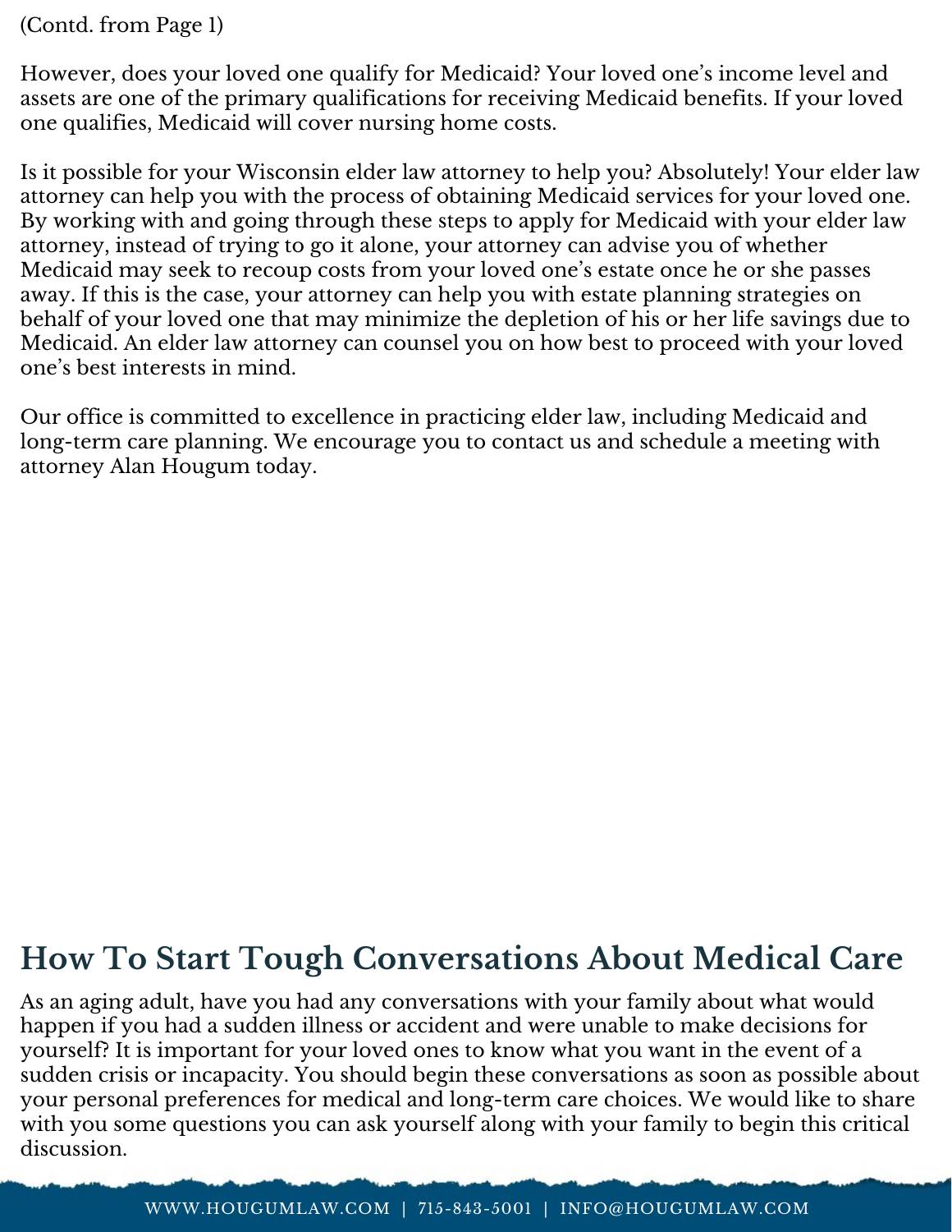(Contd. from Page 1)

However, does your loved one qualify for Medicaid? Your loved one's income level and assets are one of the primary qualifications for receiving Medicaid benefits. If your loved one qualifies, Medicaid will cover nursing home costs.

Is it possible for your Wisconsin elder law attorney to help you? Absolutely! Your elder law attorney can help you with the process of obtaining Medicaid services for your loved one. By working with and going through these steps to apply for Medicaid with your elder law attorney, instead of trying to go it alone, your attorney can advise you of whether Medicaid may seek to recoup costs from your loved one's estate once he or she passes away. If this is the case, your attorney can help you with estate planning strategies on behalf of your loved one that may minimize the depletion of his or her life savings due to Medicaid. An elder law attorney can counsel you on how best to proceed with your loved one's best interests in mind.

Our office is committed to excellence in practicing elder law, including Medicaid and long-term care planning. We encourage you to contact us and schedule a meeting with attorney Alan Hougum today.

## How To Start Tough Conversations About Medical Care

As an aging adult, have you had any conversations with your family about what would happen if you had a sudden illness or accident and were unable to make decisions for yourself? It is important for your loved ones to know what you want in the event of a sudden crisis or incapacity. You should begin these conversations as soon as possible about your personal preferences for medical and long-term care choices. We would like to share with you some questions you can ask yourself along with your family to begin this critical discussion.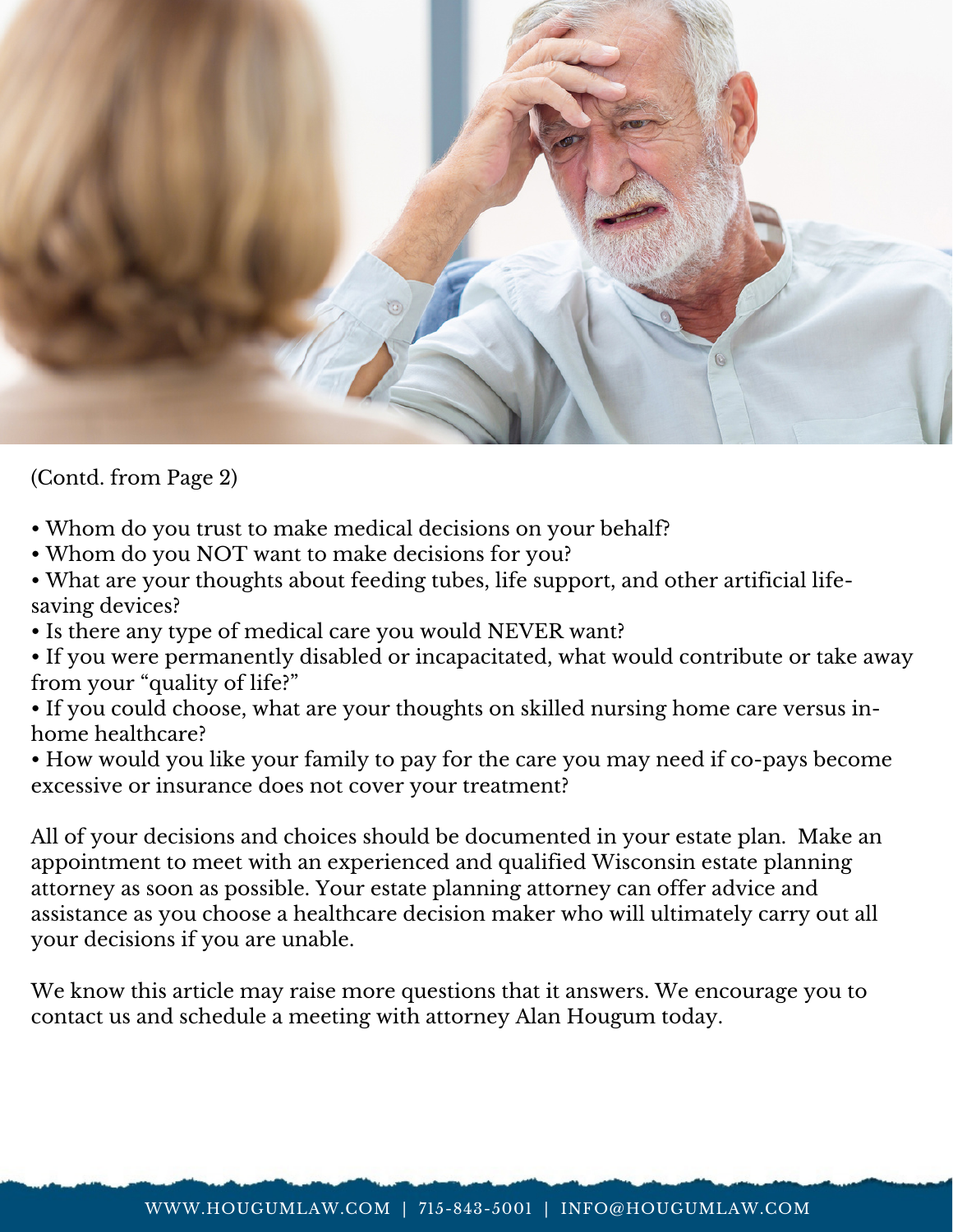(Contd. from Page 2)

- Whom do you trust to make medical decisions on your behalf?
- Whom do you NOT want to make decisions for you?
- What are your thoughts about feeding tubes, life support, and other artificial life-saving devices?
- Is there any type of medical care you would NEVER want?
- If you were permanently disabled or incapacitated, what would contribute or take away from your "quality of life?"
- If you could choose, what are your thoughts on skilled nursing home care versus in-home healthcare?
- How would you like your family to pay for the care you may need if co-pays become excessive or insurance does not cover your treatment?

All of your decisions and choices should be documented in your estate plan. Make an appointment to meet with an experienced and qualified Wisconsin estate planning attorney as soon as possible. Your estate planning attorney can offer advice and assistance as you choose a healthcare decision maker who will ultimately carry out all your decisions if you are unable.

We know this article may raise more questions that it answers. We encourage you to contact us and schedule a meeting with attorney Alan Hougum today.

WWW.HOUGUMLAW.COM | 715-843-5001 | INFO@HOUGUMLAW.COM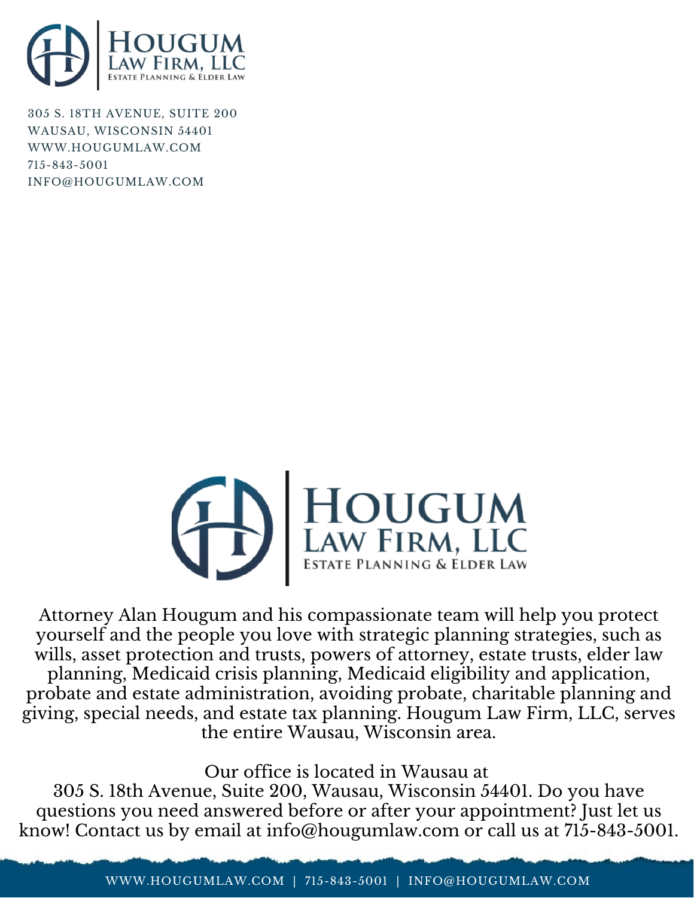HOUGUM
LAW FIRM, LLC
ESTATE PLANNING & ELDER LAW

305 S. 18TH AVENUE, SUITE 200
WAUSAU, WISCONSIN 54401
WWW.HOUGUMLAW.COM
715-843-5001
INFO@HOUGUMLAW.COM

HOUGUM
LAW FIRM, LLC
ESTATE PLANNING & ELDER LAW

Attorney Alan Hougum and his compassionate team will help you protect yourself and the people you love with strategic planning strategies, such as wills, asset protection and trusts, powers of attorney, estate trusts, elder law planning, Medicaid crisis planning, Medicaid eligibility and application, probate and estate administration, avoiding probate, charitable planning and giving, special needs, and estate tax planning. Hougum Law Firm, LLC, serves the entire Wausau, Wisconsin area.

Our office is located in Wausau at
305 S. 18th Avenue, Suite 200, Wausau, Wisconsin 54401. Do you have questions you need answered before or after your appointment? Just let us know! Contact us by email at info@hougumlaw.com or call us at 715-843-5001.

WWW.HOUGUMLAW.COM | 715-843-5001 | INFO@HOUGUMLAW.COM